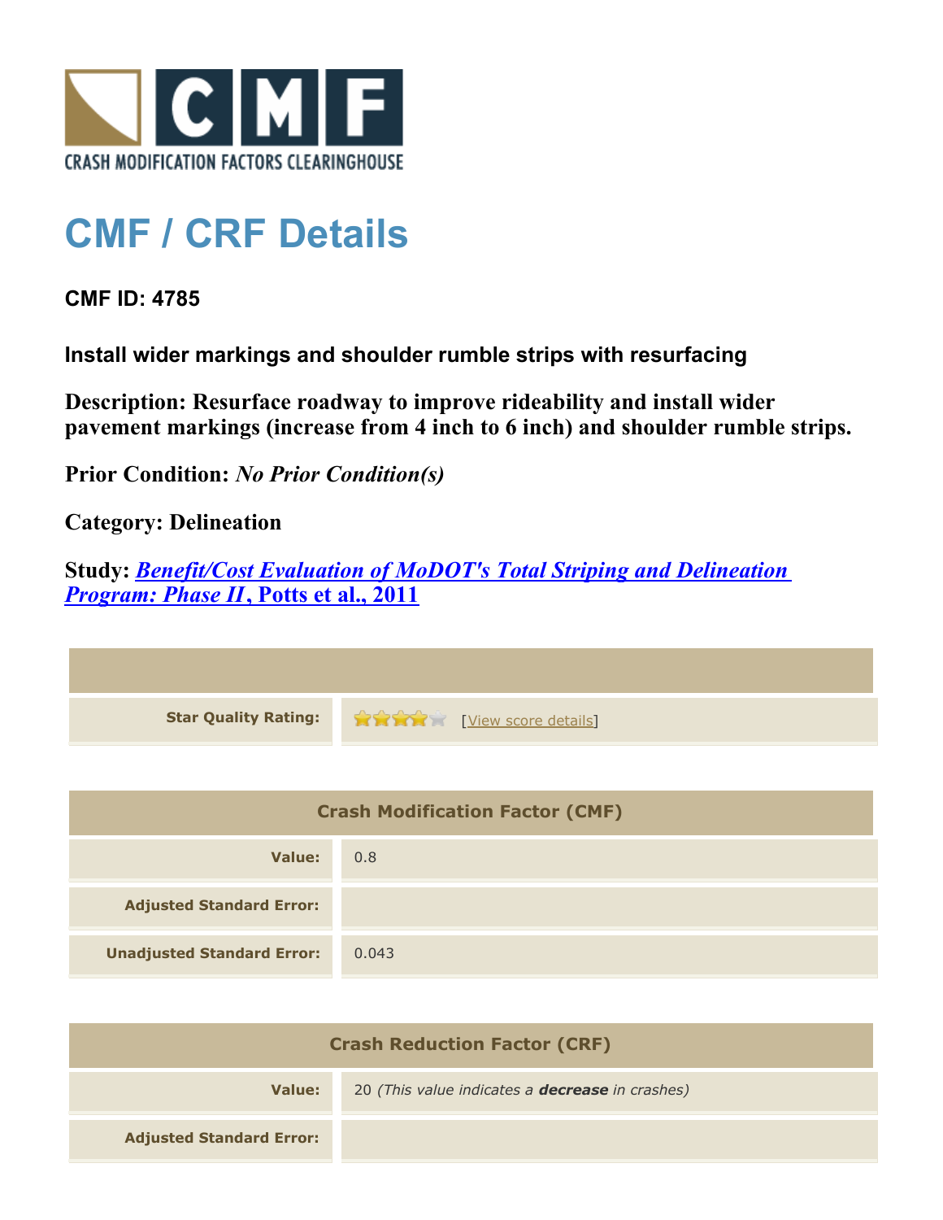CRASH MODIFICATION FACTORS CLEARINGHOUSE

# CMF / CRF Details

## CMF ID: 4785

### Install wider markings and shoulder rumble strips with resurfacing

**Description: Resurface roadway to improve rideability and install wider pavement markings (increase from 4 inch to 6 inch) and shoulder rumble strips.**

**Prior Condition:** *No Prior Condition(s)*

**Category: Delineation**

**Study:** ***Benefit/Cost Evaluation of MoDOT's Total Striping and Delineation Program: Phase II*, Potts et al., 2011**

| | |
|---|---|
| **Star Quality Rating:** | 4 of 5 stars [View score details] |

| Crash Modification Factor (CMF) | |
|---|---|
| **Value:** | 0.8 |
| **Adjusted Standard Error:** | |
| **Unadjusted Standard Error:** | 0.043 |

| Crash Reduction Factor (CRF) | |
|---|---|
| **Value:** | 20 *(This value indicates a **decrease** in crashes)* |
| **Adjusted Standard Error:** | |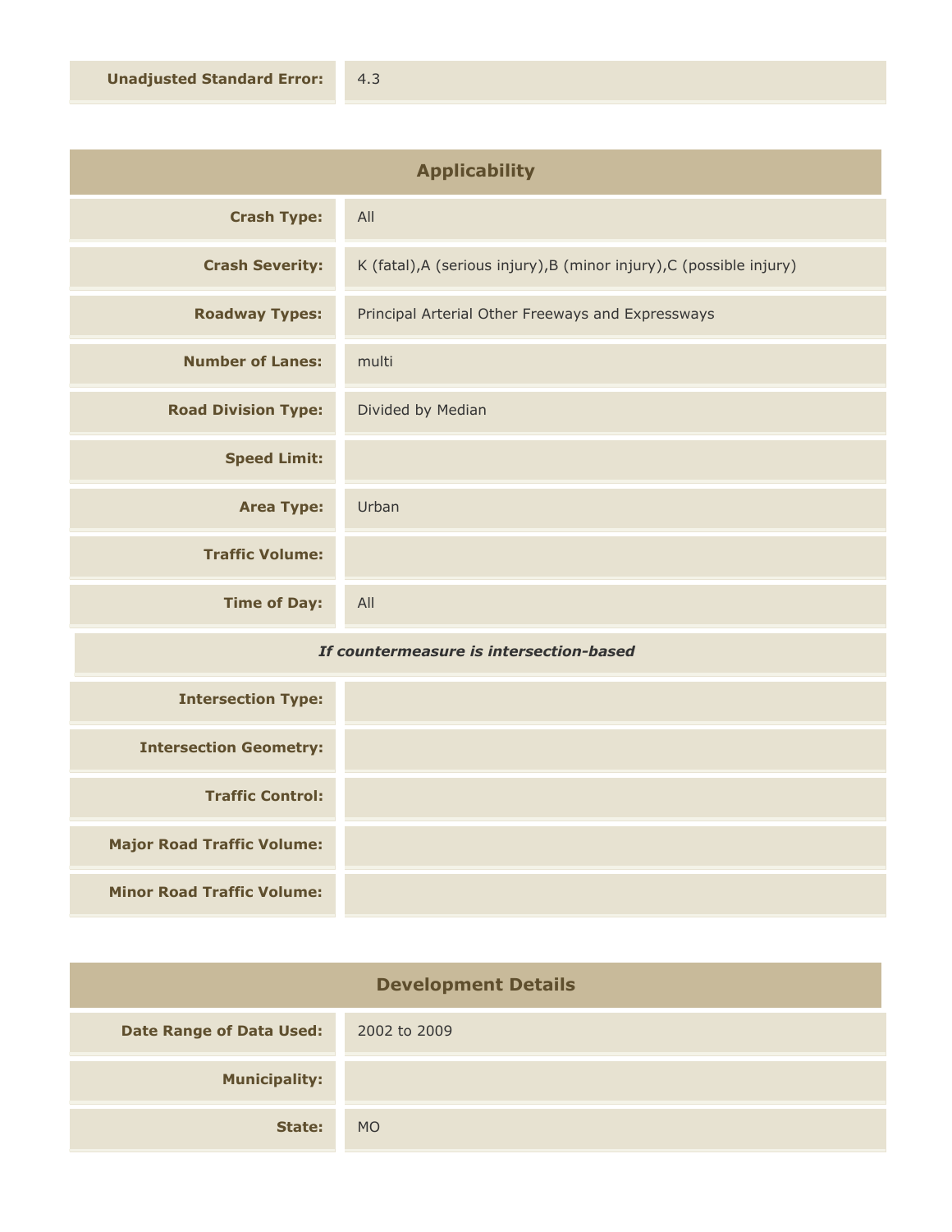| | |
|---|---|
| **Unadjusted Standard Error:** | 4.3 |

## Applicability

| | |
|---|---|
| **Crash Type:** | All |
| **Crash Severity:** | K (fatal),A (serious injury),B (minor injury),C (possible injury) |
| **Roadway Types:** | Principal Arterial Other Freeways and Expressways |
| **Number of Lanes:** | multi |
| **Road Division Type:** | Divided by Median |
| **Speed Limit:** | |
| **Area Type:** | Urban |
| **Traffic Volume:** | |
| **Time of Day:** | All |

***If countermeasure is intersection-based***

| | |
|---|---|
| **Intersection Type:** | |
| **Intersection Geometry:** | |
| **Traffic Control:** | |
| **Major Road Traffic Volume:** | |
| **Minor Road Traffic Volume:** | |

## Development Details

| | |
|---|---|
| **Date Range of Data Used:** | 2002 to 2009 |
| **Municipality:** | |
| **State:** | MO |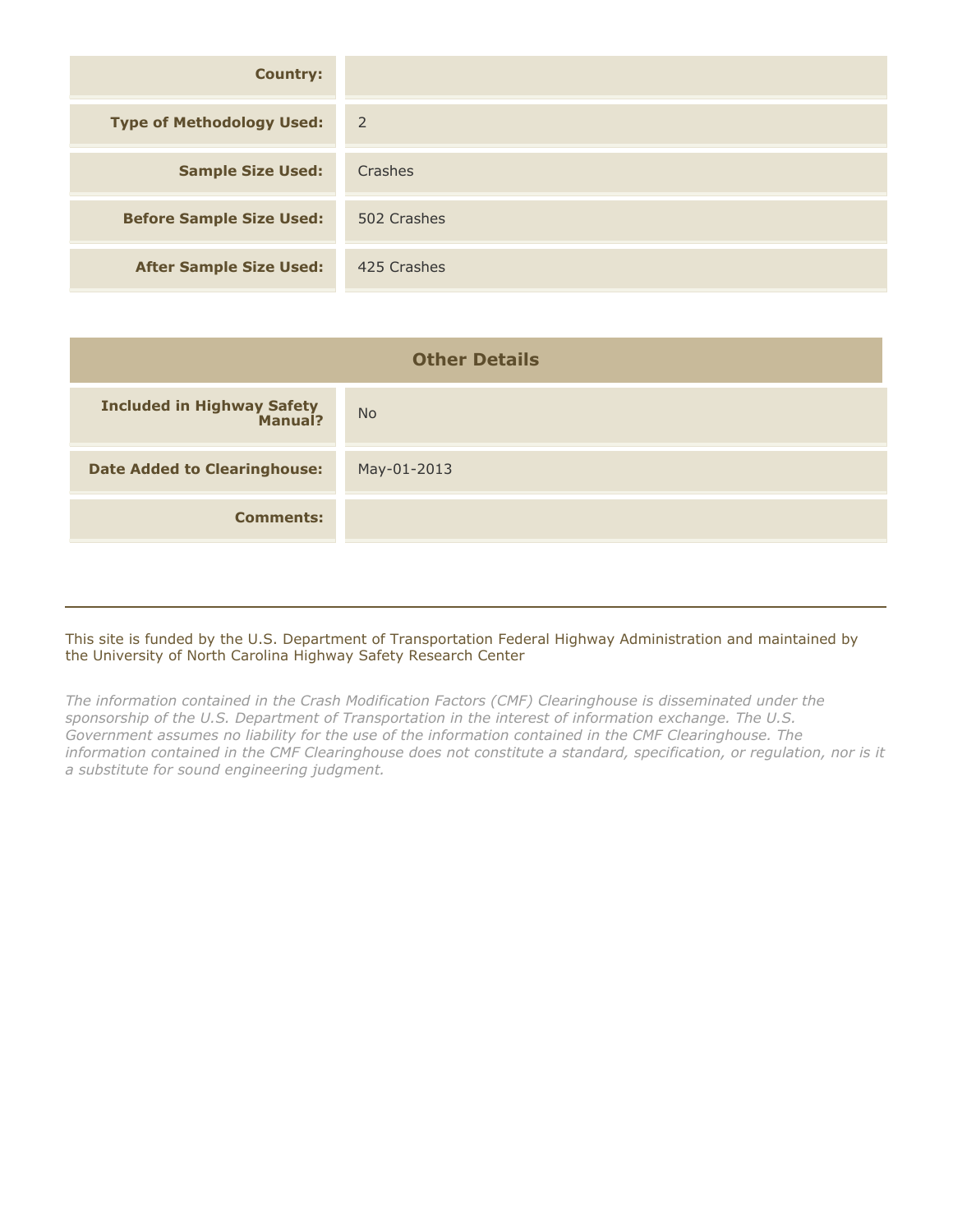| | |
|---|---|
| **Country:** | |
| **Type of Methodology Used:** | 2 |
| **Sample Size Used:** | Crashes |
| **Before Sample Size Used:** | 502 Crashes |
| **After Sample Size Used:** | 425 Crashes |

## Other Details

| | |
|---|---|
| **Included in Highway Safety Manual?** | No |
| **Date Added to Clearinghouse:** | May-01-2013 |
| **Comments:** | |

---

This site is funded by the U.S. Department of Transportation Federal Highway Administration and maintained by the University of North Carolina Highway Safety Research Center

*The information contained in the Crash Modification Factors (CMF) Clearinghouse is disseminated under the sponsorship of the U.S. Department of Transportation in the interest of information exchange. The U.S. Government assumes no liability for the use of the information contained in the CMF Clearinghouse. The information contained in the CMF Clearinghouse does not constitute a standard, specification, or regulation, nor is it a substitute for sound engineering judgment.*